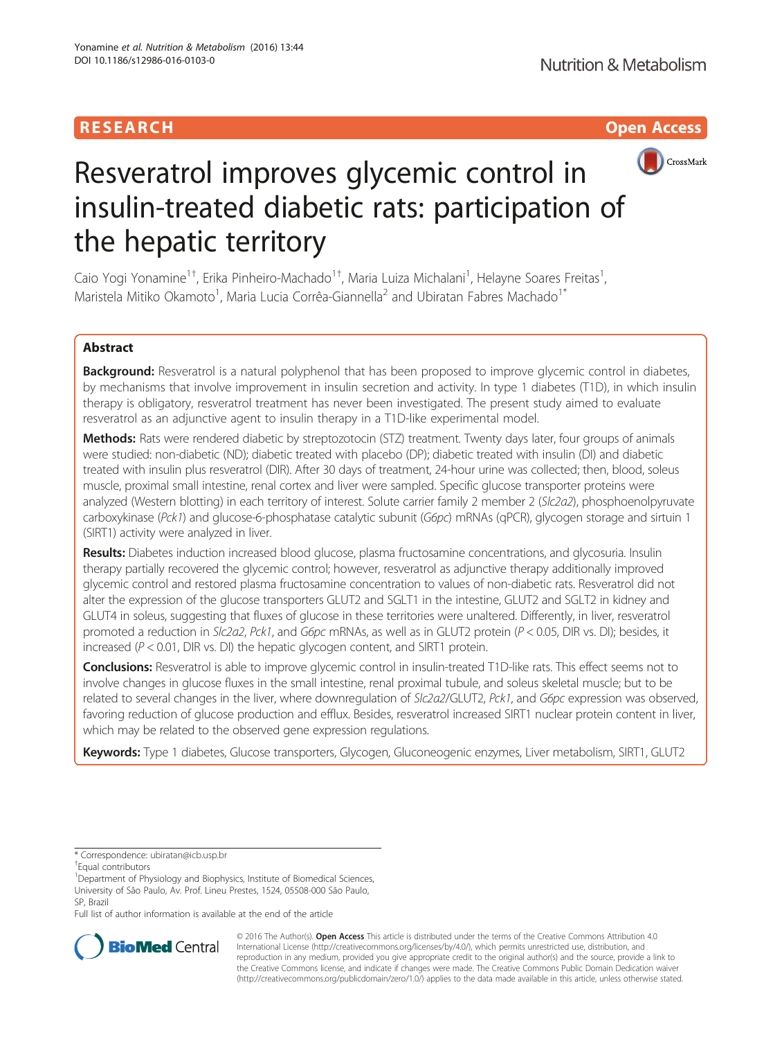RESEARCH

Open Access

# Resveratrol improves glycemic control in insulin-treated diabetic rats: participation of the hepatic territory

Caio Yogi Yonamine[1†], Erika Pinheiro-Machado[1†], Maria Luiza Michalani[1], Helayne Soares Freitas[1], Maristela Mitiko Okamoto[1], Maria Lucia Corrêa-Giannella[2] and Ubiratan Fabres Machado[1*]

## Abstract

**Background:** Resveratrol is a natural polyphenol that has been proposed to improve glycemic control in diabetes, by mechanisms that involve improvement in insulin secretion and activity. In type 1 diabetes (T1D), in which insulin therapy is obligatory, resveratrol treatment has never been investigated. The present study aimed to evaluate resveratrol as an adjunctive agent to insulin therapy in a T1D-like experimental model.

**Methods:** Rats were rendered diabetic by streptozotocin (STZ) treatment. Twenty days later, four groups of animals were studied: non-diabetic (ND); diabetic treated with placebo (DP); diabetic treated with insulin (DI) and diabetic treated with insulin plus resveratrol (DIR). After 30 days of treatment, 24-hour urine was collected; then, blood, soleus muscle, proximal small intestine, renal cortex and liver were sampled. Specific glucose transporter proteins were analyzed (Western blotting) in each territory of interest. Solute carrier family 2 member 2 (*Slc2a2*), phosphoenolpyruvate carboxykinase (*Pck1*) and glucose-6-phosphatase catalytic subunit (*G6pc*) mRNAs (qPCR), glycogen storage and sirtuin 1 (SIRT1) activity were analyzed in liver.

**Results:** Diabetes induction increased blood glucose, plasma fructosamine concentrations, and glycosuria. Insulin therapy partially recovered the glycemic control; however, resveratrol as adjunctive therapy additionally improved glycemic control and restored plasma fructosamine concentration to values of non-diabetic rats. Resveratrol did not alter the expression of the glucose transporters GLUT2 and SGLT1 in the intestine, GLUT2 and SGLT2 in kidney and GLUT4 in soleus, suggesting that fluxes of glucose in these territories were unaltered. Differently, in liver, resveratrol promoted a reduction in *Slc2a2*, *Pck1*, and *G6pc* mRNAs, as well as in GLUT2 protein ($P < 0.05$, DIR vs. DI); besides, it increased ($P < 0.01$, DIR vs. DI) the hepatic glycogen content, and SIRT1 protein.

**Conclusions:** Resveratrol is able to improve glycemic control in insulin-treated T1D-like rats. This effect seems not to involve changes in glucose fluxes in the small intestine, renal proximal tubule, and soleus skeletal muscle; but to be related to several changes in the liver, where downregulation of *Slc2a2*/GLUT2, *Pck1*, and *G6pc* expression was observed, favoring reduction of glucose production and efflux. Besides, resveratrol increased SIRT1 nuclear protein content in liver, which may be related to the observed gene expression regulations.

**Keywords:** Type 1 diabetes, Glucose transporters, Glycogen, Gluconeogenic enzymes, Liver metabolism, SIRT1, GLUT2

---

\* Correspondence: ubiratan@icb.usp.br

†Equal contributors

[1]Department of Physiology and Biophysics, Institute of Biomedical Sciences, University of São Paulo, Av. Prof. Lineu Prestes, 1524, 05508-000 São Paulo, SP, Brazil

Full list of author information is available at the end of the article

© 2016 The Author(s). **Open Access** This article is distributed under the terms of the Creative Commons Attribution 4.0 International License (http://creativecommons.org/licenses/by/4.0/), which permits unrestricted use, distribution, and reproduction in any medium, provided you give appropriate credit to the original author(s) and the source, provide a link to the Creative Commons license, and indicate if changes were made. The Creative Commons Public Domain Dedication waiver (http://creativecommons.org/publicdomain/zero/1.0/) applies to the data made available in this article, unless otherwise stated.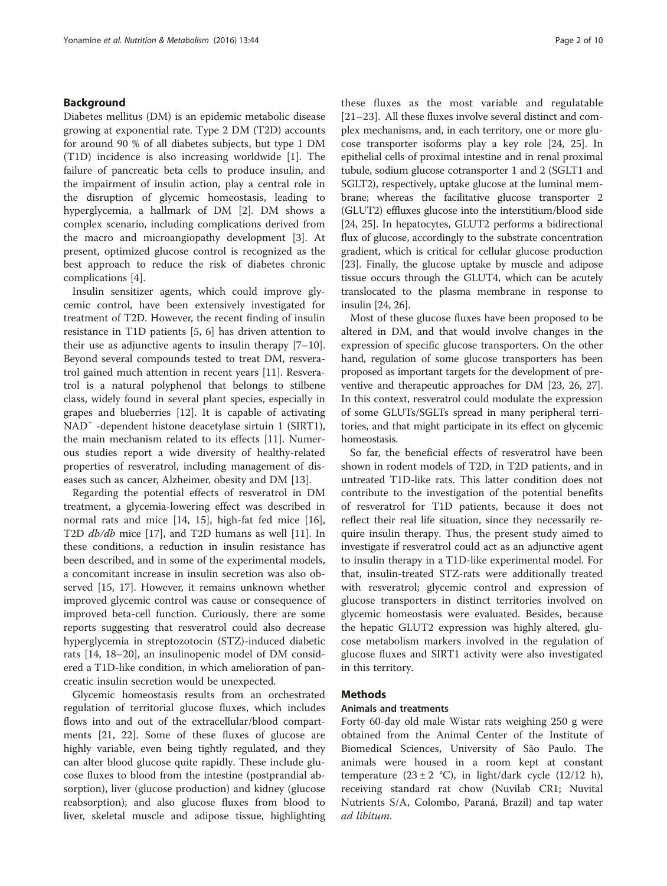## Background

Diabetes mellitus (DM) is an epidemic metabolic disease growing at exponential rate. Type 2 DM (T2D) accounts for around 90 % of all diabetes subjects, but type 1 DM (T1D) incidence is also increasing worldwide [1]. The failure of pancreatic beta cells to produce insulin, and the impairment of insulin action, play a central role in the disruption of glycemic homeostasis, leading to hyperglycemia, a hallmark of DM [2]. DM shows a complex scenario, including complications derived from the macro and microangiopathy development [3]. At present, optimized glucose control is recognized as the best approach to reduce the risk of diabetes chronic complications [4].

Insulin sensitizer agents, which could improve glycemic control, have been extensively investigated for treatment of T2D. However, the recent finding of insulin resistance in T1D patients [5, 6] has driven attention to their use as adjunctive agents to insulin therapy [7–10]. Beyond several compounds tested to treat DM, resveratrol gained much attention in recent years [11]. Resveratrol is a natural polyphenol that belongs to stilbene class, widely found in several plant species, especially in grapes and blueberries [12]. It is capable of activating $NAD^+$ -dependent histone deacetylase sirtuin 1 (SIRT1), the main mechanism related to its effects [11]. Numerous studies report a wide diversity of healthy-related properties of resveratrol, including management of diseases such as cancer, Alzheimer, obesity and DM [13].

Regarding the potential effects of resveratrol in DM treatment, a glycemia-lowering effect was described in normal rats and mice [14, 15], high-fat fed mice [16], T2D *db/db* mice [17], and T2D humans as well [11]. In these conditions, a reduction in insulin resistance has been described, and in some of the experimental models, a concomitant increase in insulin secretion was also observed [15, 17]. However, it remains unknown whether improved glycemic control was cause or consequence of improved beta-cell function. Curiously, there are some reports suggesting that resveratrol could also decrease hyperglycemia in streptozotocin (STZ)-induced diabetic rats [14, 18–20], an insulinopenic model of DM considered a T1D-like condition, in which amelioration of pancreatic insulin secretion would be unexpected.

Glycemic homeostasis results from an orchestrated regulation of territorial glucose fluxes, which includes flows into and out of the extracellular/blood compartments [21, 22]. Some of these fluxes of glucose are highly variable, even being tightly regulated, and they can alter blood glucose quite rapidly. These include glucose fluxes to blood from the intestine (postprandial absorption), liver (glucose production) and kidney (glucose reabsorption); and also glucose fluxes from blood to liver, skeletal muscle and adipose tissue, highlighting these fluxes as the most variable and regulatable [21–23]. All these fluxes involve several distinct and complex mechanisms, and, in each territory, one or more glucose transporter isoforms play a key role [24, 25]. In epithelial cells of proximal intestine and in renal proximal tubule, sodium glucose cotransporter 1 and 2 (SGLT1 and SGLT2), respectively, uptake glucose at the luminal membrane; whereas the facilitative glucose transporter 2 (GLUT2) effluxes glucose into the interstitium/blood side [24, 25]. In hepatocytes, GLUT2 performs a bidirectional flux of glucose, accordingly to the substrate concentration gradient, which is critical for cellular glucose production [23]. Finally, the glucose uptake by muscle and adipose tissue occurs through the GLUT4, which can be acutely translocated to the plasma membrane in response to insulin [24, 26].

Most of these glucose fluxes have been proposed to be altered in DM, and that would involve changes in the expression of specific glucose transporters. On the other hand, regulation of some glucose transporters has been proposed as important targets for the development of preventive and therapeutic approaches for DM [23, 26, 27]. In this context, resveratrol could modulate the expression of some GLUTs/SGLTs spread in many peripheral territories, and that might participate in its effect on glycemic homeostasis.

So far, the beneficial effects of resveratrol have been shown in rodent models of T2D, in T2D patients, and in untreated T1D-like rats. This latter condition does not contribute to the investigation of the potential benefits of resveratrol for T1D patients, because it does not reflect their real life situation, since they necessarily require insulin therapy. Thus, the present study aimed to investigate if resveratrol could act as an adjunctive agent to insulin therapy in a T1D-like experimental model. For that, insulin-treated STZ-rats were additionally treated with resveratrol; glycemic control and expression of glucose transporters in distinct territories involved on glycemic homeostasis were evaluated. Besides, because the hepatic GLUT2 expression was highly altered, glucose metabolism markers involved in the regulation of glucose fluxes and SIRT1 activity were also investigated in this territory.

## Methods

### Animals and treatments

Forty 60-day old male Wistar rats weighing 250 g were obtained from the Animal Center of the Institute of Biomedical Sciences, University of São Paulo. The animals were housed in a room kept at constant temperature (23 ± 2 °C), in light/dark cycle (12/12 h), receiving standard rat chow (Nuvilab CR1; Nuvital Nutrients S/A, Colombo, Paraná, Brazil) and tap water *ad libitum*.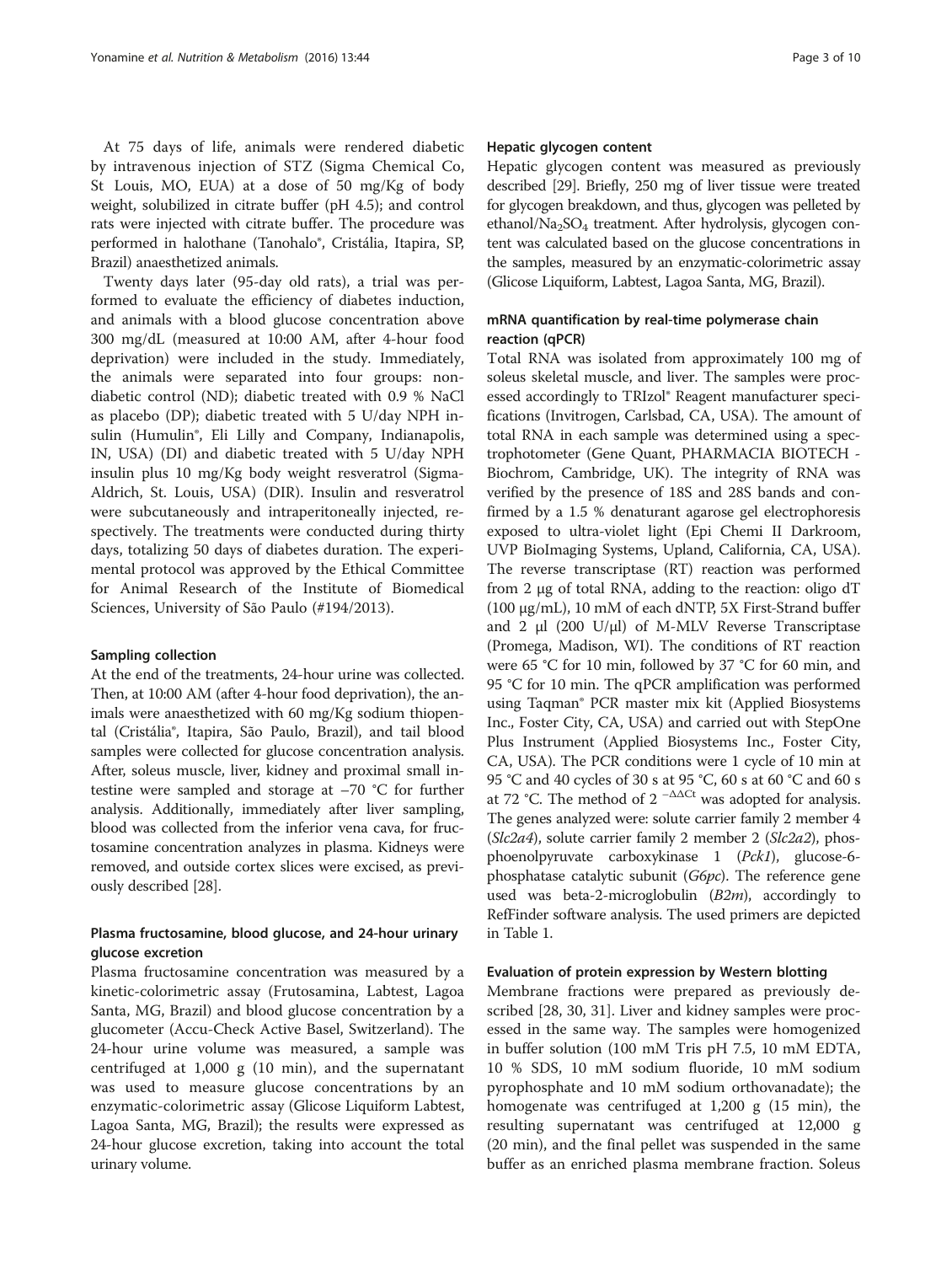At 75 days of life, animals were rendered diabetic by intravenous injection of STZ (Sigma Chemical Co, St Louis, MO, EUA) at a dose of 50 mg/Kg of body weight, solubilized in citrate buffer (pH 4.5); and control rats were injected with citrate buffer. The procedure was performed in halothane (Tanohalo®, Cristália, Itapira, SP, Brazil) anaesthetized animals.

Twenty days later (95-day old rats), a trial was performed to evaluate the efficiency of diabetes induction, and animals with a blood glucose concentration above 300 mg/dL (measured at 10:00 AM, after 4-hour food deprivation) were included in the study. Immediately, the animals were separated into four groups: non-diabetic control (ND); diabetic treated with 0.9 % NaCl as placebo (DP); diabetic treated with 5 U/day NPH insulin (Humulin®, Eli Lilly and Company, Indianapolis, IN, USA) (DI) and diabetic treated with 5 U/day NPH insulin plus 10 mg/Kg body weight resveratrol (Sigma-Aldrich, St. Louis, USA) (DIR). Insulin and resveratrol were subcutaneously and intraperitoneally injected, respectively. The treatments were conducted during thirty days, totalizing 50 days of diabetes duration. The experimental protocol was approved by the Ethical Committee for Animal Research of the Institute of Biomedical Sciences, University of São Paulo (#194/2013).

#### Sampling collection

At the end of the treatments, 24-hour urine was collected. Then, at 10:00 AM (after 4-hour food deprivation), the animals were anaesthetized with 60 mg/Kg sodium thiopental (Cristália®, Itapira, São Paulo, Brazil), and tail blood samples were collected for glucose concentration analysis. After, soleus muscle, liver, kidney and proximal small intestine were sampled and storage at −70 °C for further analysis. Additionally, immediately after liver sampling, blood was collected from the inferior vena cava, for fructosamine concentration analyzes in plasma. Kidneys were removed, and outside cortex slices were excised, as previously described [28].

#### Plasma fructosamine, blood glucose, and 24-hour urinary glucose excretion

Plasma fructosamine concentration was measured by a kinetic-colorimetric assay (Frutosamina, Labtest, Lagoa Santa, MG, Brazil) and blood glucose concentration by a glucometer (Accu-Check Active Basel, Switzerland). The 24-hour urine volume was measured, a sample was centrifuged at 1,000 g (10 min), and the supernatant was used to measure glucose concentrations by an enzymatic-colorimetric assay (Glicose Liquiform Labtest, Lagoa Santa, MG, Brazil); the results were expressed as 24-hour glucose excretion, taking into account the total urinary volume.

#### Hepatic glycogen content

Hepatic glycogen content was measured as previously described [29]. Briefly, 250 mg of liver tissue were treated for glycogen breakdown, and thus, glycogen was pelleted by ethanol/$Na_2SO_4$ treatment. After hydrolysis, glycogen content was calculated based on the glucose concentrations in the samples, measured by an enzymatic-colorimetric assay (Glicose Liquiform, Labtest, Lagoa Santa, MG, Brazil).

#### mRNA quantification by real-time polymerase chain reaction (qPCR)

Total RNA was isolated from approximately 100 mg of soleus skeletal muscle, and liver. The samples were processed accordingly to TRIzol® Reagent manufacturer specifications (Invitrogen, Carlsbad, CA, USA). The amount of total RNA in each sample was determined using a spectrophotometer (Gene Quant, PHARMACIA BIOTECH - Biochrom, Cambridge, UK). The integrity of RNA was verified by the presence of 18S and 28S bands and confirmed by a 1.5 % denaturant agarose gel electrophoresis exposed to ultra-violet light (Epi Chemi II Darkroom, UVP BioImaging Systems, Upland, California, CA, USA). The reverse transcriptase (RT) reaction was performed from 2 μg of total RNA, adding to the reaction: oligo dT (100 μg/mL), 10 mM of each dNTP, 5X First-Strand buffer and 2 μl (200 U/μl) of M-MLV Reverse Transcriptase (Promega, Madison, WI). The conditions of RT reaction were 65 °C for 10 min, followed by 37 °C for 60 min, and 95 °C for 10 min. The qPCR amplification was performed using Taqman® PCR master mix kit (Applied Biosystems Inc., Foster City, CA, USA) and carried out with StepOne Plus Instrument (Applied Biosystems Inc., Foster City, CA, USA). The PCR conditions were 1 cycle of 10 min at 95 °C and 40 cycles of 30 s at 95 °C, 60 s at 60 °C and 60 s at 72 °C. The method of $2^{-\Delta\Delta Ct}$ was adopted for analysis. The genes analyzed were: solute carrier family 2 member 4 (*Slc2a4*), solute carrier family 2 member 2 (*Slc2a2*), phosphoenolpyruvate carboxykinase 1 (*Pck1*), glucose-6-phosphatase catalytic subunit (*G6pc*). The reference gene used was beta-2-microglobulin (*B2m*), accordingly to RefFinder software analysis. The used primers are depicted in Table 1.

#### Evaluation of protein expression by Western blotting

Membrane fractions were prepared as previously described [28, 30, 31]. Liver and kidney samples were processed in the same way. The samples were homogenized in buffer solution (100 mM Tris pH 7.5, 10 mM EDTA, 10 % SDS, 10 mM sodium fluoride, 10 mM sodium pyrophosphate and 10 mM sodium orthovanadate); the homogenate was centrifuged at 1,200 g (15 min), the resulting supernatant was centrifuged at 12,000 g (20 min), and the final pellet was suspended in the same buffer as an enriched plasma membrane fraction. Soleus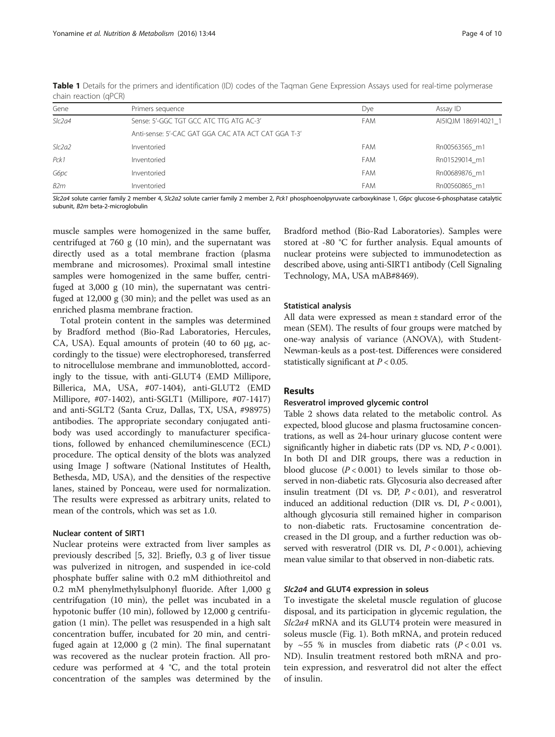**Table 1** Details for the primers and identification (ID) codes of the Taqman Gene Expression Assays used for real-time polymerase chain reaction (qPCR)

| Gene | Primers sequence | Dye | Assay ID |
|---|---|---|---|
| *Slc2a4* | Sense: 5'-GGC TGT GCC ATC TTG ATG AC-3' | FAM | AI5IQJM 186914021_1 |
| | Anti-sense: 5'-CAC GAT GGA CAC ATA ACT CAT GGA T-3' | | |
| *Slc2a2* | Inventoried | FAM | Rn00563565_m1 |
| *Pck1* | Inventoried | FAM | Rn01529014_m1 |
| *G6pc* | Inventoried | FAM | Rn00689876_m1 |
| *B2m* | Inventoried | FAM | Rn00560865_m1 |

*Slc2a4* solute carrier family 2 member 4, *Slc2a2* solute carrier family 2 member 2, *Pck1* phosphoenolpyruvate carboxykinase 1, *G6pc* glucose-6-phosphatase catalytic subunit, *B2m* beta-2-microglobulin

muscle samples were homogenized in the same buffer, centrifuged at 760 g (10 min), and the supernatant was directly used as a total membrane fraction (plasma membrane and microsomes). Proximal small intestine samples were homogenized in the same buffer, centrifuged at 3,000 g (10 min), the supernatant was centrifuged at 12,000 g (30 min); and the pellet was used as an enriched plasma membrane fraction.

Total protein content in the samples was determined by Bradford method (Bio-Rad Laboratories, Hercules, CA, USA). Equal amounts of protein (40 to 60 μg, accordingly to the tissue) were electrophoresed, transferred to nitrocellulose membrane and immunoblotted, accordingly to the tissue, with anti-GLUT4 (EMD Millipore, Billerica, MA, USA, #07-1404), anti-GLUT2 (EMD Millipore, #07-1402), anti-SGLT1 (Millipore, #07-1417) and anti-SGLT2 (Santa Cruz, Dallas, TX, USA, #98975) antibodies. The appropriate secondary conjugated antibody was used accordingly to manufacturer specifications, followed by enhanced chemiluminescence (ECL) procedure. The optical density of the blots was analyzed using Image J software (National Institutes of Health, Bethesda, MD, USA), and the densities of the respective lanes, stained by Ponceau, were used for normalization. The results were expressed as arbitrary units, related to mean of the controls, which was set as 1.0.

#### Nuclear content of SIRT1

Nuclear proteins were extracted from liver samples as previously described [5, 32]. Briefly, 0.3 g of liver tissue was pulverized in nitrogen, and suspended in ice-cold phosphate buffer saline with 0.2 mM dithiothreitol and 0.2 mM phenylmethylsulphonyl fluoride. After 1,000 g centrifugation (10 min), the pellet was incubated in a hypotonic buffer (10 min), followed by 12,000 g centrifugation (1 min). The pellet was resuspended in a high salt concentration buffer, incubated for 20 min, and centrifuged again at 12,000 g (2 min). The final supernatant was recovered as the nuclear protein fraction. All procedure was performed at 4 °C, and the total protein concentration of the samples was determined by the Bradford method (Bio-Rad Laboratories). Samples were stored at -80 °C for further analysis. Equal amounts of nuclear proteins were subjected to immunodetection as described above, using anti-SIRT1 antibody (Cell Signaling Technology, MA, USA mAB#8469).

#### Statistical analysis

All data were expressed as mean ± standard error of the mean (SEM). The results of four groups were matched by one-way analysis of variance (ANOVA), with Student-Newman-keuls as a post-test. Differences were considered statistically significant at $P < 0.05$.

## Results

#### Resveratrol improved glycemic control

Table 2 shows data related to the metabolic control. As expected, blood glucose and plasma fructosamine concentrations, as well as 24-hour urinary glucose content were significantly higher in diabetic rats (DP vs. ND, $P < 0.001$). In both DI and DIR groups, there was a reduction in blood glucose ($P < 0.001$) to levels similar to those observed in non-diabetic rats. Glycosuria also decreased after insulin treatment (DI vs. DP, $P < 0.01$), and resveratrol induced an additional reduction (DIR vs. DI, $P < 0.001$), although glycosuria still remained higher in comparison to non-diabetic rats. Fructosamine concentration decreased in the DI group, and a further reduction was observed with resveratrol (DIR vs. DI, $P < 0.001$), achieving mean value similar to that observed in non-diabetic rats.

#### *Slc2a4* and GLUT4 expression in soleus

To investigate the skeletal muscle regulation of glucose disposal, and its participation in glycemic regulation, the *Slc2a4* mRNA and its GLUT4 protein were measured in soleus muscle (Fig. 1). Both mRNA, and protein reduced by ~55 % in muscles from diabetic rats ($P < 0.01$ vs. ND). Insulin treatment restored both mRNA and protein expression, and resveratrol did not alter the effect of insulin.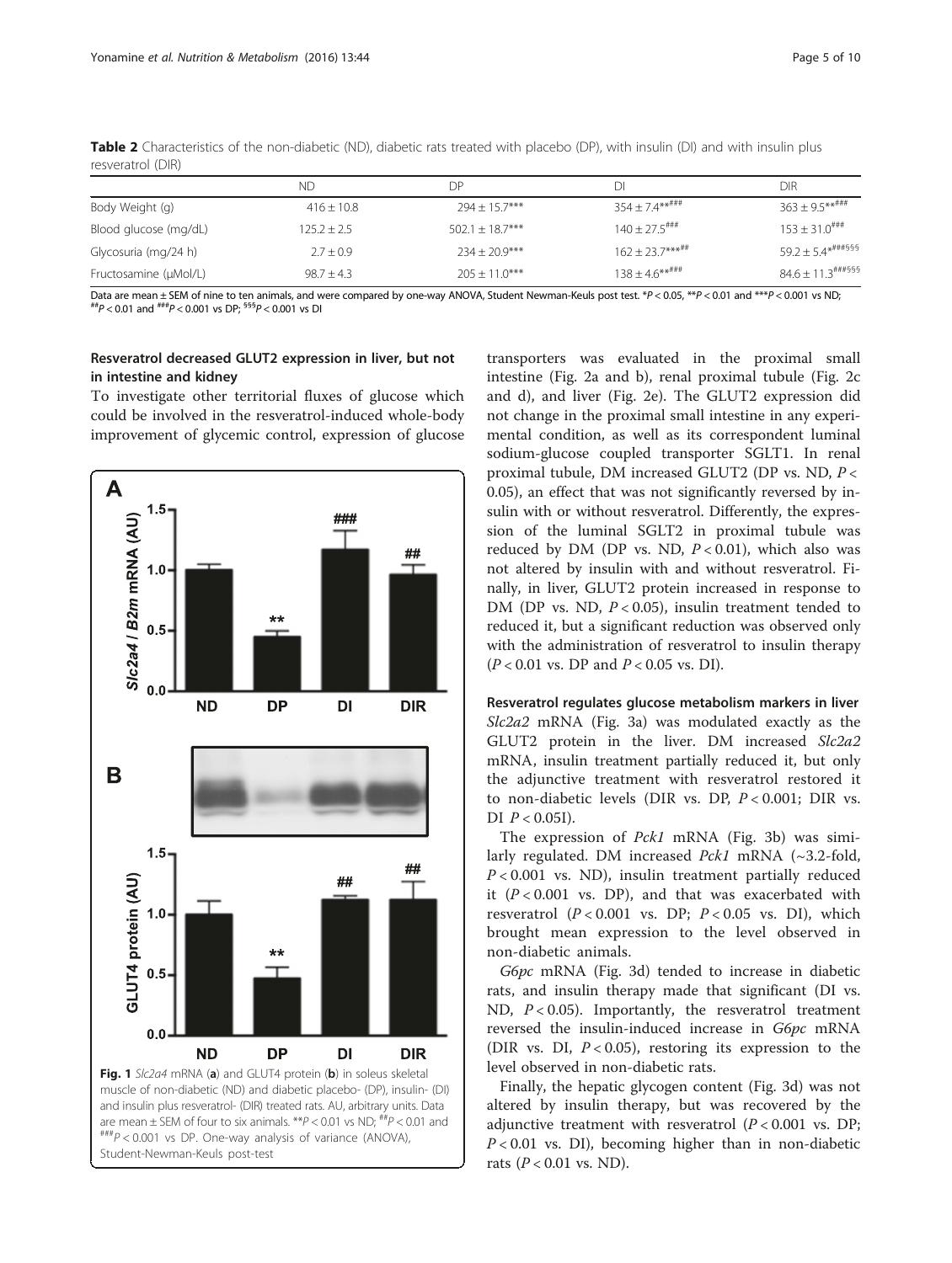**Table 2** Characteristics of the non-diabetic (ND), diabetic rats treated with placebo (DP), with insulin (DI) and with insulin plus resveratrol (DIR)

| | ND | DP | DI | DIR |
|---|---|---|---|---|
| Body Weight (g) | 416 ± 10.8 | 294 ± 15.7*** | 354 ± 7.4**### | 363 ± 9.5**### |
| Blood glucose (mg/dL) | 125.2 ± 2.5 | 502.1 ± 18.7*** | 140 ± 27.5### | 153 ± 31.0### |
| Glycosuria (mg/24 h) | 2.7 ± 0.9 | 234 ± 20.9*** | 162 ± 23.7***## | 59.2 ± 5.4*###§§§ |
| Fructosamine (μMol/L) | 98.7 ± 4.3 | 205 ± 11.0*** | 138 ± 4.6**### | 84.6 ± 11.3###§§§ |

Data are mean ± SEM of nine to ten animals, and were compared by one-way ANOVA, Student Newman-Keuls post test. *$P < 0.05$, **$P < 0.01$ and ***$P < 0.001$ vs ND; ##$P < 0.01$ and ###$P < 0.001$ vs DP; §§§$P < 0.001$ vs DI

Fig. 1 *Slc2a4* mRNA (**a**) and GLUT4 protein (**b**) in soleus skeletal muscle of non-diabetic (ND) and diabetic placebo- (DP), insulin- (DI) and insulin plus resveratrol- (DIR) treated rats. AU, arbitrary units. Data are mean ± SEM of four to six animals. **$P < 0.01$ vs ND; ##$P < 0.01$ and ###$P < 0.001$ vs DP. One-way analysis of variance (ANOVA), Student-Newman-Keuls post-test

### Resveratrol decreased GLUT2 expression in liver, but not in intestine and kidney

To investigate other territorial fluxes of glucose which could be involved in the resveratrol-induced whole-body improvement of glycemic control, expression of glucose transporters was evaluated in the proximal small intestine (Fig. 2a and b), renal proximal tubule (Fig. 2c and d), and liver (Fig. 2e). The GLUT2 expression did not change in the proximal small intestine in any experimental condition, as well as its correspondent luminal sodium-glucose coupled transporter SGLT1. In renal proximal tubule, DM increased GLUT2 (DP vs. ND, $P < 0.05$), an effect that was not significantly reversed by insulin with or without resveratrol. Differently, the expression of the luminal SGLT2 in proximal tubule was reduced by DM (DP vs. ND, $P < 0.01$), which also was not altered by insulin with and without resveratrol. Finally, in liver, GLUT2 protein increased in response to DM (DP vs. ND, $P < 0.05$), insulin treatment tended to reduced it, but a significant reduction was observed only with the administration of resveratrol to insulin therapy ($P < 0.01$ vs. DP and $P < 0.05$ vs. DI).

### Resveratrol regulates glucose metabolism markers in liver

*Slc2a2* mRNA (Fig. 3a) was modulated exactly as the GLUT2 protein in the liver. DM increased *Slc2a2* mRNA, insulin treatment partially reduced it, but only the adjunctive treatment with resveratrol restored it to non-diabetic levels (DIR vs. DP, $P < 0.001$; DIR vs. DI $P < 0.05$I).

The expression of *Pck1* mRNA (Fig. 3b) was similarly regulated. DM increased *Pck1* mRNA (~3.2-fold, $P < 0.001$ vs. ND), insulin treatment partially reduced it ($P < 0.001$ vs. DP), and that was exacerbated with resveratrol ($P < 0.001$ vs. DP; $P < 0.05$ vs. DI), which brought mean expression to the level observed in non-diabetic animals.

*G6pc* mRNA (Fig. 3d) tended to increase in diabetic rats, and insulin therapy made that significant (DI vs. ND, $P < 0.05$). Importantly, the resveratrol treatment reversed the insulin-induced increase in *G6pc* mRNA (DIR vs. DI, $P < 0.05$), restoring its expression to the level observed in non-diabetic rats.

Finally, the hepatic glycogen content (Fig. 3d) was not altered by insulin therapy, but was recovered by the adjunctive treatment with resveratrol ($P < 0.001$ vs. DP; $P < 0.01$ vs. DI), becoming higher than in non-diabetic rats ($P < 0.01$ vs. ND).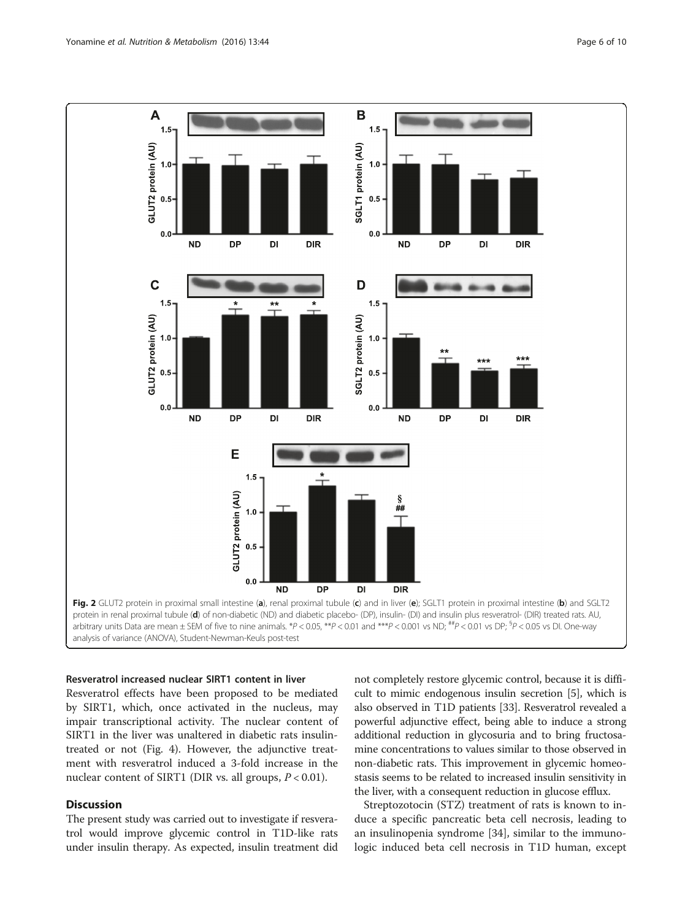**Fig. 2** GLUT2 protein in proximal small intestine (**a**), renal proximal tubule (**c**) and in liver (**e**); SGLT1 protein in proximal intestine (**b**) and SGLT2 protein in renal proximal tubule (**d**) of non-diabetic (ND) and diabetic placebo- (DP), insulin- (DI) and insulin plus resveratrol- (DIR) treated rats. AU, arbitrary units Data are mean ± SEM of five to nine animals. \*$P < 0.05$, \*\*$P < 0.01$ and \*\*\*$P < 0.001$ vs ND; ##$P < 0.01$ vs DP; §$P < 0.05$ vs DI. One-way analysis of variance (ANOVA), Student-Newman-Keuls post-test

#### Resveratrol increased nuclear SIRT1 content in liver

Resveratrol effects have been proposed to be mediated by SIRT1, which, once activated in the nucleus, may impair transcriptional activity. The nuclear content of SIRT1 in the liver was unaltered in diabetic rats insulin-treated or not (Fig. 4). However, the adjunctive treatment with resveratrol induced a 3-fold increase in the nuclear content of SIRT1 (DIR vs. all groups, $P < 0.01$).

## Discussion

The present study was carried out to investigate if resveratrol would improve glycemic control in T1D-like rats under insulin therapy. As expected, insulin treatment did not completely restore glycemic control, because it is difficult to mimic endogenous insulin secretion [5], which is also observed in T1D patients [33]. Resveratrol revealed a powerful adjunctive effect, being able to induce a strong additional reduction in glycosuria and to bring fructosamine concentrations to values similar to those observed in non-diabetic rats. This improvement in glycemic homeostasis seems to be related to increased insulin sensitivity in the liver, with a consequent reduction in glucose efflux.

Streptozotocin (STZ) treatment of rats is known to induce a specific pancreatic beta cell necrosis, leading to an insulinopenia syndrome [34], similar to the immunologic induced beta cell necrosis in T1D human, except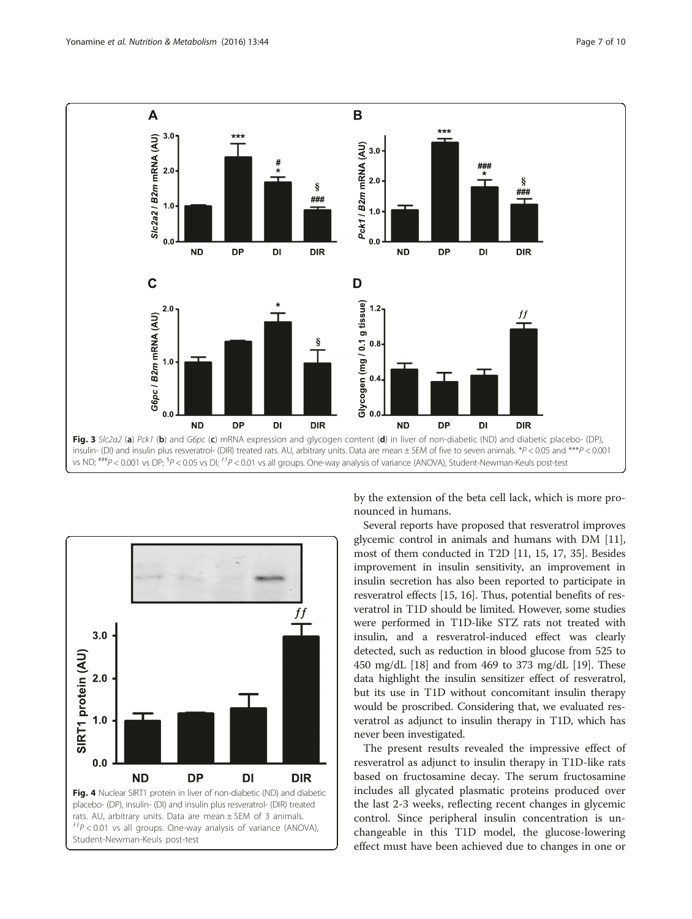**Fig. 3** *Slc2a2* (**a**) *Pck1* (**b**) and *G6pc* (**c**) mRNA expression and glycogen content (**d**) in liver of non-diabetic (ND) and diabetic placebo- (DP), insulin- (DI) and insulin plus resveratrol- (DIR) treated rats. AU, arbitrary units. Data are mean ± SEM of five to seven animals. \*$P < 0.05$ and \*\*\*$P < 0.001$ vs ND; ###$P < 0.001$ vs DP; §$P < 0.05$ vs DI; ƒƒ$P < 0.01$ vs all groups. One-way analysis of variance (ANOVA), Student-Newman-Keuls post-test

**Fig. 4** Nuclear SIRT1 protein in liver of non-diabetic (ND) and diabetic placebo- (DP), insulin- (DI) and insulin plus resveratrol- (DIR) treated rats. AU, arbitrary units. Data are mean ± SEM of 3 animals. ƒƒ$P < 0.01$ vs all groups. One-way analysis of variance (ANOVA), Student-Newman-Keuls post-test

by the extension of the beta cell lack, which is more pronounced in humans.

Several reports have proposed that resveratrol improves glycemic control in animals and humans with DM [11], most of them conducted in T2D [11, 15, 17, 35]. Besides improvement in insulin sensitivity, an improvement in insulin secretion has also been reported to participate in resveratrol effects [15, 16]. Thus, potential benefits of resveratrol in T1D should be limited. However, some studies were performed in T1D-like STZ rats not treated with insulin, and a resveratrol-induced effect was clearly detected, such as reduction in blood glucose from 525 to 450 mg/dL [18] and from 469 to 373 mg/dL [19]. These data highlight the insulin sensitizer effect of resveratrol, but its use in T1D without concomitant insulin therapy would be proscribed. Considering that, we evaluated resveratrol as adjunct to insulin therapy in T1D, which has never been investigated.

The present results revealed the impressive effect of resveratrol as adjunct to insulin therapy in T1D-like rats based on fructosamine decay. The serum fructosamine includes all glycated plasmatic proteins produced over the last 2-3 weeks, reflecting recent changes in glycemic control. Since peripheral insulin concentration is unchangeable in this T1D model, the glucose-lowering effect must have been achieved due to changes in one or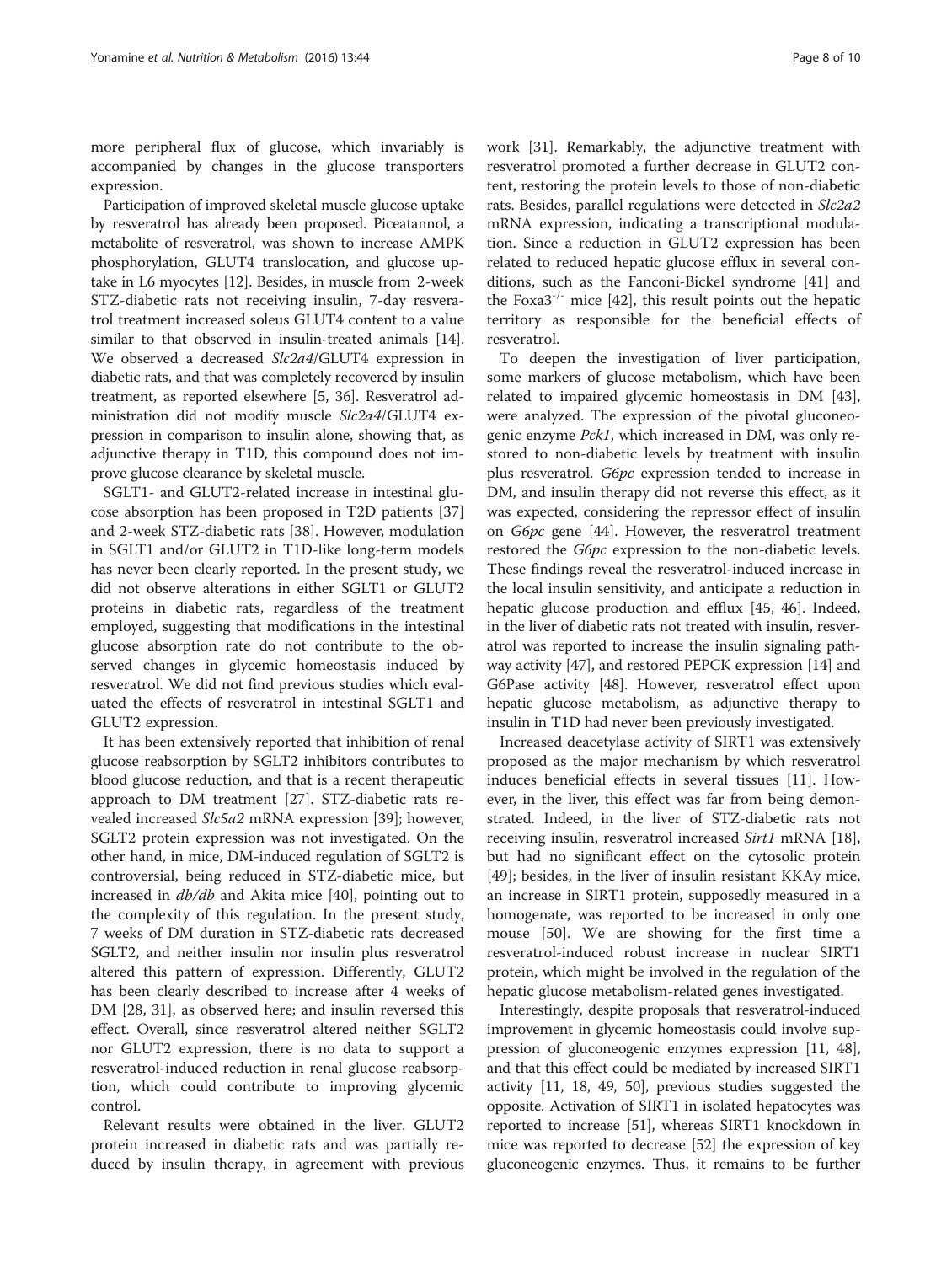more peripheral flux of glucose, which invariably is accompanied by changes in the glucose transporters expression.

Participation of improved skeletal muscle glucose uptake by resveratrol has already been proposed. Piceatannol, a metabolite of resveratrol, was shown to increase AMPK phosphorylation, GLUT4 translocation, and glucose uptake in L6 myocytes [12]. Besides, in muscle from 2-week STZ-diabetic rats not receiving insulin, 7-day resveratrol treatment increased soleus GLUT4 content to a value similar to that observed in insulin-treated animals [14]. We observed a decreased *Slc2a4*/GLUT4 expression in diabetic rats, and that was completely recovered by insulin treatment, as reported elsewhere [5, 36]. Resveratrol administration did not modify muscle *Slc2a4*/GLUT4 expression in comparison to insulin alone, showing that, as adjunctive therapy in T1D, this compound does not improve glucose clearance by skeletal muscle.

SGLT1- and GLUT2-related increase in intestinal glucose absorption has been proposed in T2D patients [37] and 2-week STZ-diabetic rats [38]. However, modulation in SGLT1 and/or GLUT2 in T1D-like long-term models has never been clearly reported. In the present study, we did not observe alterations in either SGLT1 or GLUT2 proteins in diabetic rats, regardless of the treatment employed, suggesting that modifications in the intestinal glucose absorption rate do not contribute to the observed changes in glycemic homeostasis induced by resveratrol. We did not find previous studies which evaluated the effects of resveratrol in intestinal SGLT1 and GLUT2 expression.

It has been extensively reported that inhibition of renal glucose reabsorption by SGLT2 inhibitors contributes to blood glucose reduction, and that is a recent therapeutic approach to DM treatment [27]. STZ-diabetic rats revealed increased *Slc5a2* mRNA expression [39]; however, SGLT2 protein expression was not investigated. On the other hand, in mice, DM-induced regulation of SGLT2 is controversial, being reduced in STZ-diabetic mice, but increased in *db/db* and Akita mice [40], pointing out to the complexity of this regulation. In the present study, 7 weeks of DM duration in STZ-diabetic rats decreased SGLT2, and neither insulin nor insulin plus resveratrol altered this pattern of expression. Differently, GLUT2 has been clearly described to increase after 4 weeks of DM [28, 31], as observed here; and insulin reversed this effect. Overall, since resveratrol altered neither SGLT2 nor GLUT2 expression, there is no data to support a resveratrol-induced reduction in renal glucose reabsorption, which could contribute to improving glycemic control.

Relevant results were obtained in the liver. GLUT2 protein increased in diabetic rats and was partially reduced by insulin therapy, in agreement with previous work [31]. Remarkably, the adjunctive treatment with resveratrol promoted a further decrease in GLUT2 content, restoring the protein levels to those of non-diabetic rats. Besides, parallel regulations were detected in *Slc2a2* mRNA expression, indicating a transcriptional modulation. Since a reduction in GLUT2 expression has been related to reduced hepatic glucose efflux in several conditions, such as the Fanconi-Bickel syndrome [41] and the Foxa3$^{-/-}$ mice [42], this result points out the hepatic territory as responsible for the beneficial effects of resveratrol.

To deepen the investigation of liver participation, some markers of glucose metabolism, which have been related to impaired glycemic homeostasis in DM [43], were analyzed. The expression of the pivotal gluconeogenic enzyme *Pck1*, which increased in DM, was only restored to non-diabetic levels by treatment with insulin plus resveratrol. *G6pc* expression tended to increase in DM, and insulin therapy did not reverse this effect, as it was expected, considering the repressor effect of insulin on *G6pc* gene [44]. However, the resveratrol treatment restored the *G6pc* expression to the non-diabetic levels. These findings reveal the resveratrol-induced increase in the local insulin sensitivity, and anticipate a reduction in hepatic glucose production and efflux [45, 46]. Indeed, in the liver of diabetic rats not treated with insulin, resveratrol was reported to increase the insulin signaling pathway activity [47], and restored PEPCK expression [14] and G6Pase activity [48]. However, resveratrol effect upon hepatic glucose metabolism, as adjunctive therapy to insulin in T1D had never been previously investigated.

Increased deacetylase activity of SIRT1 was extensively proposed as the major mechanism by which resveratrol induces beneficial effects in several tissues [11]. However, in the liver, this effect was far from being demonstrated. Indeed, in the liver of STZ-diabetic rats not receiving insulin, resveratrol increased *Sirt1* mRNA [18], but had no significant effect on the cytosolic protein [49]; besides, in the liver of insulin resistant KKAy mice, an increase in SIRT1 protein, supposedly measured in a homogenate, was reported to be increased in only one mouse [50]. We are showing for the first time a resveratrol-induced robust increase in nuclear SIRT1 protein, which might be involved in the regulation of the hepatic glucose metabolism-related genes investigated.

Interestingly, despite proposals that resveratrol-induced improvement in glycemic homeostasis could involve suppression of gluconeogenic enzymes expression [11, 48], and that this effect could be mediated by increased SIRT1 activity [11, 18, 49, 50], previous studies suggested the opposite. Activation of SIRT1 in isolated hepatocytes was reported to increase [51], whereas SIRT1 knockdown in mice was reported to decrease [52] the expression of key gluconeogenic enzymes. Thus, it remains to be further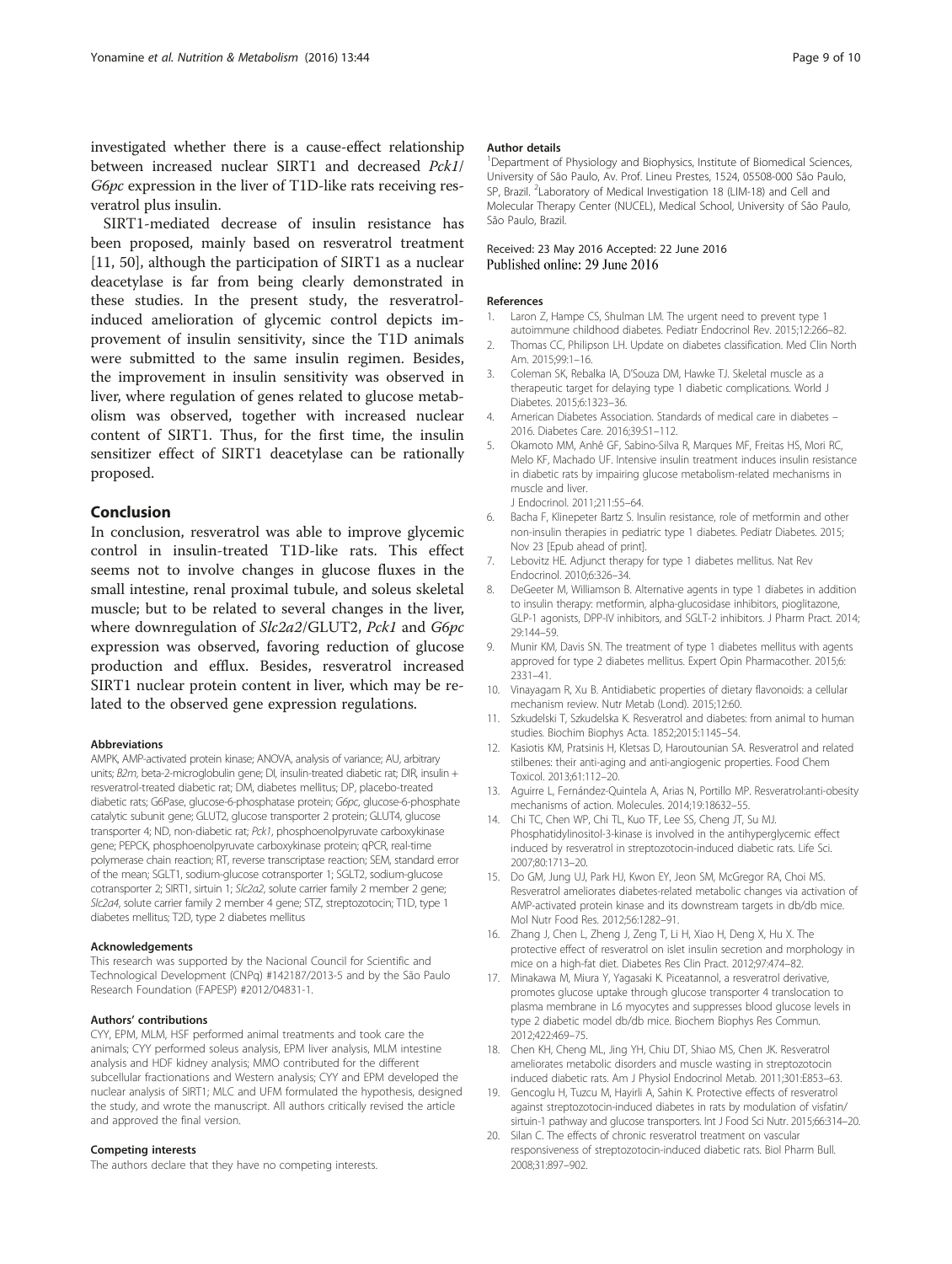investigated whether there is a cause-effect relationship between increased nuclear SIRT1 and decreased *Pck1*/*G6pc* expression in the liver of T1D-like rats receiving resveratrol plus insulin.

SIRT1-mediated decrease of insulin resistance has been proposed, mainly based on resveratrol treatment [11, 50], although the participation of SIRT1 as a nuclear deacetylase is far from being clearly demonstrated in these studies. In the present study, the resveratrol-induced amelioration of glycemic control depicts improvement of insulin sensitivity, since the T1D animals were submitted to the same insulin regimen. Besides, the improvement in insulin sensitivity was observed in liver, where regulation of genes related to glucose metabolism was observed, together with increased nuclear content of SIRT1. Thus, for the first time, the insulin sensitizer effect of SIRT1 deacetylase can be rationally proposed.

## Conclusion

In conclusion, resveratrol was able to improve glycemic control in insulin-treated T1D-like rats. This effect seems not to involve changes in glucose fluxes in the small intestine, renal proximal tubule, and soleus skeletal muscle; but to be related to several changes in the liver, where downregulation of *Slc2a2*/GLUT2, *Pck1* and *G6pc* expression was observed, favoring reduction of glucose production and efflux. Besides, resveratrol increased SIRT1 nuclear protein content in liver, which may be related to the observed gene expression regulations.

#### Abbreviations

AMPK, AMP-activated protein kinase; ANOVA, analysis of variance; AU, arbitrary units; *B2m*, beta-2-microglobulin gene; DI, insulin-treated diabetic rat; DIR, insulin + resveratrol-treated diabetic rat; DM, diabetes mellitus; DP, placebo-treated diabetic rats; G6Pase, glucose-6-phosphatase protein; *G6pc*, glucose-6-phosphate catalytic subunit gene; GLUT2, glucose transporter 2 protein; GLUT4, glucose transporter 4; ND, non-diabetic rat; *Pck1*, phosphoenolpyruvate carboxykinase gene; PEPCK, phosphoenolpyruvate carboxykinase protein; qPCR, real-time polymerase chain reaction; RT, reverse transcriptase reaction; SEM, standard error of the mean; SGLT1, sodium-glucose cotransporter 1; SGLT2, sodium-glucose cotransporter 2; SIRT1, sirtuin 1; *Slc2a2*, solute carrier family 2 member 2 gene; *Slc2a4*, solute carrier family 2 member 4 gene; STZ, streptozotocin; T1D, type 1 diabetes mellitus; T2D, type 2 diabetes mellitus

#### Acknowledgements

This research was supported by the Nacional Council for Scientific and Technological Development (CNPq) #142187/2013-5 and by the São Paulo Research Foundation (FAPESP) #2012/04831-1.

#### Authors' contributions

CYY, EPM, MLM, HSF performed animal treatments and took care the animals; CYY performed soleus analysis, EPM liver analysis, MLM intestine analysis and HDF kidney analysis; MMO contributed for the different subcellular fractionations and Western analysis; CYY and EPM developed the nuclear analysis of SIRT1; MLC and UFM formulated the hypothesis, designed the study, and wrote the manuscript. All authors critically revised the article and approved the final version.

#### Competing interests

The authors declare that they have no competing interests.

#### Author details

[1]Department of Physiology and Biophysics, Institute of Biomedical Sciences, University of São Paulo, Av. Prof. Lineu Prestes, 1524, 05508-000 São Paulo, SP, Brazil. [2]Laboratory of Medical Investigation 18 (LIM-18) and Cell and Molecular Therapy Center (NUCEL), Medical School, University of São Paulo, São Paulo, Brazil.

Received: 23 May 2016 Accepted: 22 June 2016
Published online: 29 June 2016

#### References

1. Laron Z, Hampe CS, Shulman LM. The urgent need to prevent type 1 autoimmune childhood diabetes. Pediatr Endocrinol Rev. 2015;12:266–82.
2. Thomas CC, Philipson LH. Update on diabetes classification. Med Clin North Am. 2015;99:1–16.
3. Coleman SK, Rebalka IA, D'Souza DM, Hawke TJ. Skeletal muscle as a therapeutic target for delaying type 1 diabetic complications. World J Diabetes. 2015;6:1323–36.
4. American Diabetes Association. Standards of medical care in diabetes – 2016. Diabetes Care. 2016;39:S1–112.
5. Okamoto MM, Anhê GF, Sabino-Silva R, Marques MF, Freitas HS, Mori RC, Melo KF, Machado UF. Intensive insulin treatment induces insulin resistance in diabetic rats by impairing glucose metabolism-related mechanisms in muscle and liver. J Endocrinol. 2011;211:55–64.
6. Bacha F, Klinepeter Bartz S. Insulin resistance, role of metformin and other non-insulin therapies in pediatric type 1 diabetes. Pediatr Diabetes. 2015; Nov 23 [Epub ahead of print].
7. Lebovitz HE. Adjunct therapy for type 1 diabetes mellitus. Nat Rev Endocrinol. 2010;6:326–34.
8. DeGeeter M, Williamson B. Alternative agents in type 1 diabetes in addition to insulin therapy: metformin, alpha-glucosidase inhibitors, pioglitazone, GLP-1 agonists, DPP-IV inhibitors, and SGLT-2 inhibitors. J Pharm Pract. 2014; 29:144–59.
9. Munir KM, Davis SN. The treatment of type 1 diabetes mellitus with agents approved for type 2 diabetes mellitus. Expert Opin Pharmacother. 2015;6: 2331–41.
10. Vinayagam R, Xu B. Antidiabetic properties of dietary flavonoids: a cellular mechanism review. Nutr Metab (Lond). 2015;12:60.
11. Szkudelski T, Szkudelska K. Resveratrol and diabetes: from animal to human studies. Biochim Biophys Acta. 1852;2015:1145–54.
12. Kasiotis KM, Pratsinis H, Kletsas D, Haroutounian SA. Resveratrol and related stilbenes: their anti-aging and anti-angiogenic properties. Food Chem Toxicol. 2013;61:112–20.
13. Aguirre L, Fernández-Quintela A, Arias N, Portillo MP. Resveratrol:anti-obesity mechanisms of action. Molecules. 2014;19:18632–55.
14. Chi TC, Chen WP, Chi TL, Kuo TF, Lee SS, Cheng JT, Su MJ. Phosphatidylinositol-3-kinase is involved in the antihyperglycemic effect induced by resveratrol in streptozotocin-induced diabetic rats. Life Sci. 2007;80:1713–20.
15. Do GM, Jung UJ, Park HJ, Kwon EY, Jeon SM, McGregor RA, Choi MS. Resveratrol ameliorates diabetes-related metabolic changes via activation of AMP-activated protein kinase and its downstream targets in db/db mice. Mol Nutr Food Res. 2012;56:1282–91.
16. Zhang J, Chen L, Zheng J, Zeng T, Li H, Xiao H, Deng X, Hu X. The protective effect of resveratrol on islet insulin secretion and morphology in mice on a high-fat diet. Diabetes Res Clin Pract. 2012;97:474–82.
17. Minakawa M, Miura Y, Yagasaki K. Piceatannol, a resveratrol derivative, promotes glucose uptake through glucose transporter 4 translocation to plasma membrane in L6 myocytes and suppresses blood glucose levels in type 2 diabetic model db/db mice. Biochem Biophys Res Commun. 2012;422:469–75.
18. Chen KH, Cheng ML, Jing YH, Chiu DT, Shiao MS, Chen JK. Resveratrol ameliorates metabolic disorders and muscle wasting in streptozotocin induced diabetic rats. Am J Physiol Endocrinol Metab. 2011;301:E853–63.
19. Gencoglu H, Tuzcu M, Hayirli A, Sahin K. Protective effects of resveratrol against streptozotocin-induced diabetes in rats by modulation of visfatin/ sirtuin-1 pathway and glucose transporters. Int J Food Sci Nutr. 2015;66:314–20.
20. Silan C. The effects of chronic resveratrol treatment on vascular responsiveness of streptozotocin-induced diabetic rats. Biol Pharm Bull. 2008;31:897–902.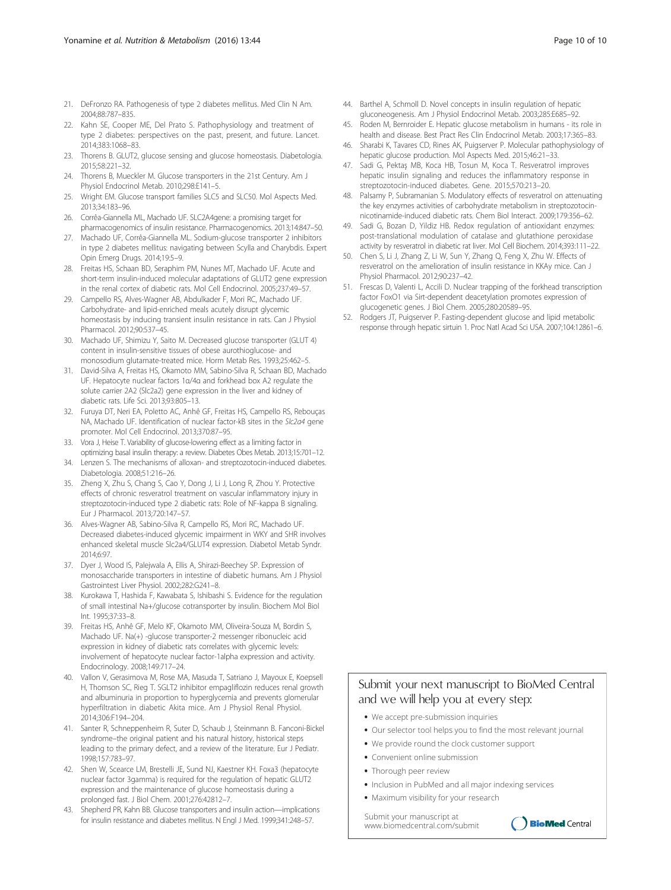21. DeFronzo RA. Pathogenesis of type 2 diabetes mellitus. Med Clin N Am. 2004;88:787–835.
22. Kahn SE, Cooper ME, Del Prato S. Pathophysiology and treatment of type 2 diabetes: perspectives on the past, present, and future. Lancet. 2014;383:1068–83.
23. Thorens B. GLUT2, glucose sensing and glucose homeostasis. Diabetologia. 2015;58:221–32.
24. Thorens B, Mueckler M. Glucose transporters in the 21st Century. Am J Physiol Endocrinol Metab. 2010;298:E141–5.
25. Wright EM. Glucose transport families SLC5 and SLC50. Mol Aspects Med. 2013;34:183–96.
26. Corrêa-Giannella ML, Machado UF. SLC2A4gene: a promising target for pharmacogenomics of insulin resistance. Pharmacogenomics. 2013;14:847–50.
27. Machado UF, Corrêa-Giannella ML. Sodium-glucose transporter 2 inhibitors in type 2 diabetes mellitus: navigating between Scylla and Charybdis. Expert Opin Emerg Drugs. 2014;19:5–9.
28. Freitas HS, Schaan BD, Seraphim PM, Nunes MT, Machado UF. Acute and short-term insulin-induced molecular adaptations of GLUT2 gene expression in the renal cortex of diabetic rats. Mol Cell Endocrinol. 2005;237:49–57.
29. Campello RS, Alves-Wagner AB, Abdulkader F, Mori RC, Machado UF. Carbohydrate- and lipid-enriched meals acutely disrupt glycemic homeostasis by inducing transient insulin resistance in rats. Can J Physiol Pharmacol. 2012;90:537–45.
30. Machado UF, Shimizu Y, Saito M. Decreased glucose transporter (GLUT 4) content in insulin-sensitive tissues of obese aurothioglucose- and monosodium glutamate-treated mice. Horm Metab Res. 1993;25:462–5.
31. David-Silva A, Freitas HS, Okamoto MM, Sabino-Silva R, Schaan BD, Machado UF. Hepatocyte nuclear factors 1α/4α and forkhead box A2 regulate the solute carrier 2A2 (Slc2a2) gene expression in the liver and kidney of diabetic rats. Life Sci. 2013;93:805–13.
32. Furuya DT, Neri EA, Poletto AC, Anhê GF, Freitas HS, Campello RS, Rebouças NA, Machado UF. Identification of nuclear factor-kB sites in the *Slc2a4* gene promoter. Mol Cell Endocrinol. 2013;370:87–95.
33. Vora J, Heise T. Variability of glucose-lowering effect as a limiting factor in optimizing basal insulin therapy: a review. Diabetes Obes Metab. 2013;15:701–12.
34. Lenzen S. The mechanisms of alloxan- and streptozotocin-induced diabetes. Diabetologia. 2008;51:216–26.
35. Zheng X, Zhu S, Chang S, Cao Y, Dong J, Li J, Long R, Zhou Y. Protective effects of chronic resveratrol treatment on vascular inflammatory injury in streptozotocin-induced type 2 diabetic rats: Role of NF-kappa B signaling. Eur J Pharmacol. 2013;720:147–57.
36. Alves-Wagner AB, Sabino-Silva R, Campello RS, Mori RC, Machado UF. Decreased diabetes-induced glycemic impairment in WKY and SHR involves enhanced skeletal muscle Slc2a4/GLUT4 expression. Diabetol Metab Syndr. 2014;6:97.
37. Dyer J, Wood IS, Palejwala A, Ellis A, Shirazi-Beechey SP. Expression of monosaccharide transporters in intestine of diabetic humans. Am J Physiol Gastrointest Liver Physiol. 2002;282:G241–8.
38. Kurokawa T, Hashida F, Kawabata S, Ishibashi S. Evidence for the regulation of small intestinal Na+/glucose cotransporter by insulin. Biochem Mol Biol Int. 1995;37:33–8.
39. Freitas HS, Anhê GF, Melo KF, Okamoto MM, Oliveira-Souza M, Bordin S, Machado UF. Na(+) -glucose transporter-2 messenger ribonucleic acid expression in kidney of diabetic rats correlates with glycemic levels: involvement of hepatocyte nuclear factor-1alpha expression and activity. Endocrinology. 2008;149:717–24.
40. Vallon V, Gerasimova M, Rose MA, Masuda T, Satriano J, Mayoux E, Koepsell H, Thomson SC, Rieg T. SGLT2 inhibitor empagliflozin reduces renal growth and albuminuria in proportion to hyperglycemia and prevents glomerular hyperfiltration in diabetic Akita mice. Am J Physiol Renal Physiol. 2014;306:F194–204.
41. Santer R, Schneppenheim R, Suter D, Schaub J, Steinmann B. Fanconi-Bickel syndrome–the original patient and his natural history, historical steps leading to the primary defect, and a review of the literature. Eur J Pediatr. 1998;157:783–97.
42. Shen W, Scearce LM, Brestelli JE, Sund NJ, Kaestner KH. Foxa3 (hepatocyte nuclear factor 3gamma) is required for the regulation of hepatic GLUT2 expression and the maintenance of glucose homeostasis during a prolonged fast. J Biol Chem. 2001;276:42812–7.
43. Shepherd PR, Kahn BB. Glucose transporters and insulin action—implications for insulin resistance and diabetes mellitus. N Engl J Med. 1999;341:248–57.
44. Barthel A, Schmoll D. Novel concepts in insulin regulation of hepatic gluconeogenesis. Am J Physiol Endocrinol Metab. 2003;285:E685–92.
45. Roden M, Bernroider E. Hepatic glucose metabolism in humans - its role in health and disease. Best Pract Res Clin Endocrinol Metab. 2003;17:365–83.
46. Sharabi K, Tavares CD, Rines AK, Puigserver P. Molecular pathophysiology of hepatic glucose production. Mol Aspects Med. 2015;46:21–33.
47. Sadi G, Pektaş MB, Koca HB, Tosun M, Koca T. Resveratrol improves hepatic insulin signaling and reduces the inflammatory response in streptozotocin-induced diabetes. Gene. 2015;570:213–20.
48. Palsamy P, Subramanian S. Modulatory effects of resveratrol on attenuating the key enzymes activities of carbohydrate metabolism in streptozotocin-nicotinamide-induced diabetic rats. Chem Biol Interact. 2009;179:356–62.
49. Sadi G, Bozan D, Yildiz HB. Redox regulation of antioxidant enzymes: post-translational modulation of catalase and glutathione peroxidase activity by resveratrol in diabetic rat liver. Mol Cell Biochem. 2014;393:111–22.
50. Chen S, Li J, Zhang Z, Li W, Sun Y, Zhang Q, Feng X, Zhu W. Effects of resveratrol on the amelioration of insulin resistance in KKAy mice. Can J Physiol Pharmacol. 2012;90:237–42.
51. Frescas D, Valenti L, Accili D. Nuclear trapping of the forkhead transcription factor FoxO1 via Sirt-dependent deacetylation promotes expression of glucogenetic genes. J Biol Chem. 2005;280:20589–95.
52. Rodgers JT, Puigserver P. Fasting-dependent glucose and lipid metabolic response through hepatic sirtuin 1. Proc Natl Acad Sci USA. 2007;104:12861–6.

Submit your next manuscript to BioMed Central and we will help you at every step:

- We accept pre-submission inquiries
- Our selector tool helps you to find the most relevant journal
- We provide round the clock customer support
- Convenient online submission
- Thorough peer review
- Inclusion in PubMed and all major indexing services
- Maximum visibility for your research

Submit your manuscript at
www.biomedcentral.com/submit

BioMed Central